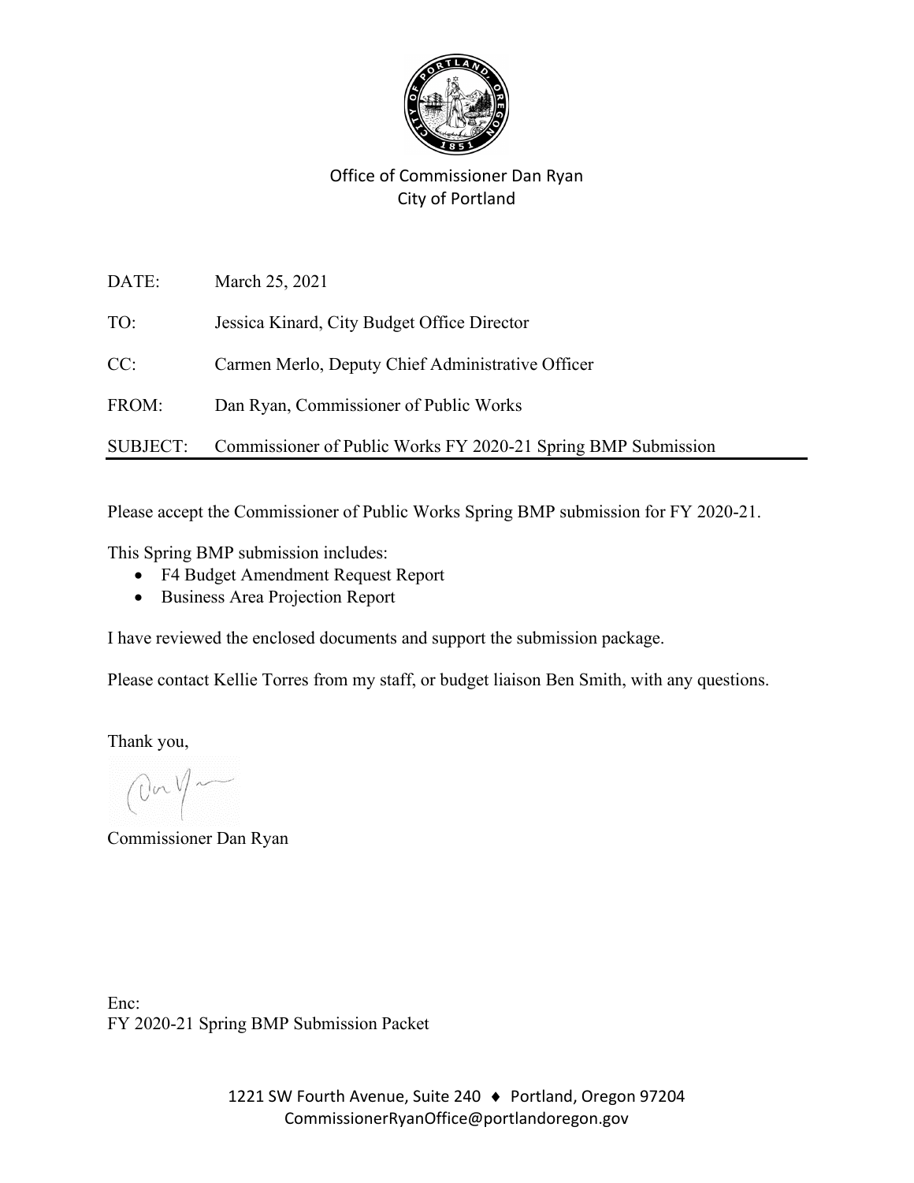Office of Commissioner Dan Ryan
City of Portland

| | |
|---|---|
| DATE: | March 25, 2021 |
| TO: | Jessica Kinard, City Budget Office Director |
| CC: | Carmen Merlo, Deputy Chief Administrative Officer |
| FROM: | Dan Ryan, Commissioner of Public Works |
| SUBJECT: | Commissioner of Public Works FY 2020-21 Spring BMP Submission |

Please accept the Commissioner of Public Works Spring BMP submission for FY 2020-21.

This Spring BMP submission includes:

- F4 Budget Amendment Request Report
- Business Area Projection Report

I have reviewed the enclosed documents and support the submission package.

Please contact Kellie Torres from my staff, or budget liaison Ben Smith, with any questions.

Thank you,

Commissioner Dan Ryan

Enc:
FY 2020-21 Spring BMP Submission Packet

1221 SW Fourth Avenue, Suite 240 ♦ Portland, Oregon 97204
CommissionerRyanOffice@portlandoregon.gov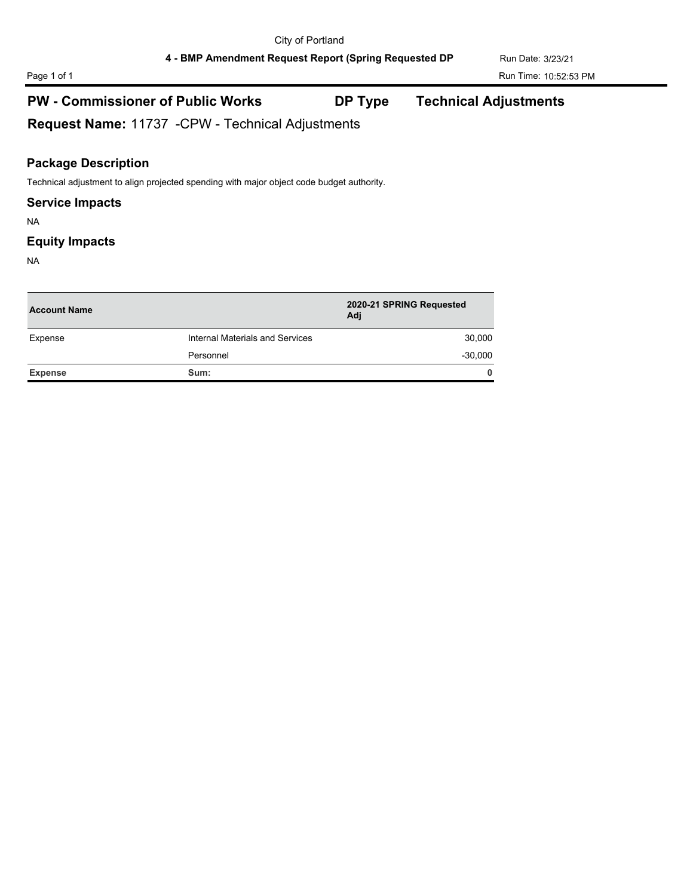City of Portland

**4 - BMP Amendment Request Report (Spring Requested DP**

Run Date: 3/23/21

Run Time: 10:52:53 PM

## PW - Commissioner of Public Works    DP Type    Technical Adjustments

## Request Name: 11737 -CPW - Technical Adjustments

### Package Description

Technical adjustment to align projected spending with major object code budget authority.

### Service Impacts

NA

### Equity Impacts

NA

| Account Name | | 2020-21 SPRING Requested Adj |
|---|---|---|
| Expense | Internal Materials and Services | 30,000 |
| | Personnel | -30,000 |
| **Expense** | **Sum:** | **0** |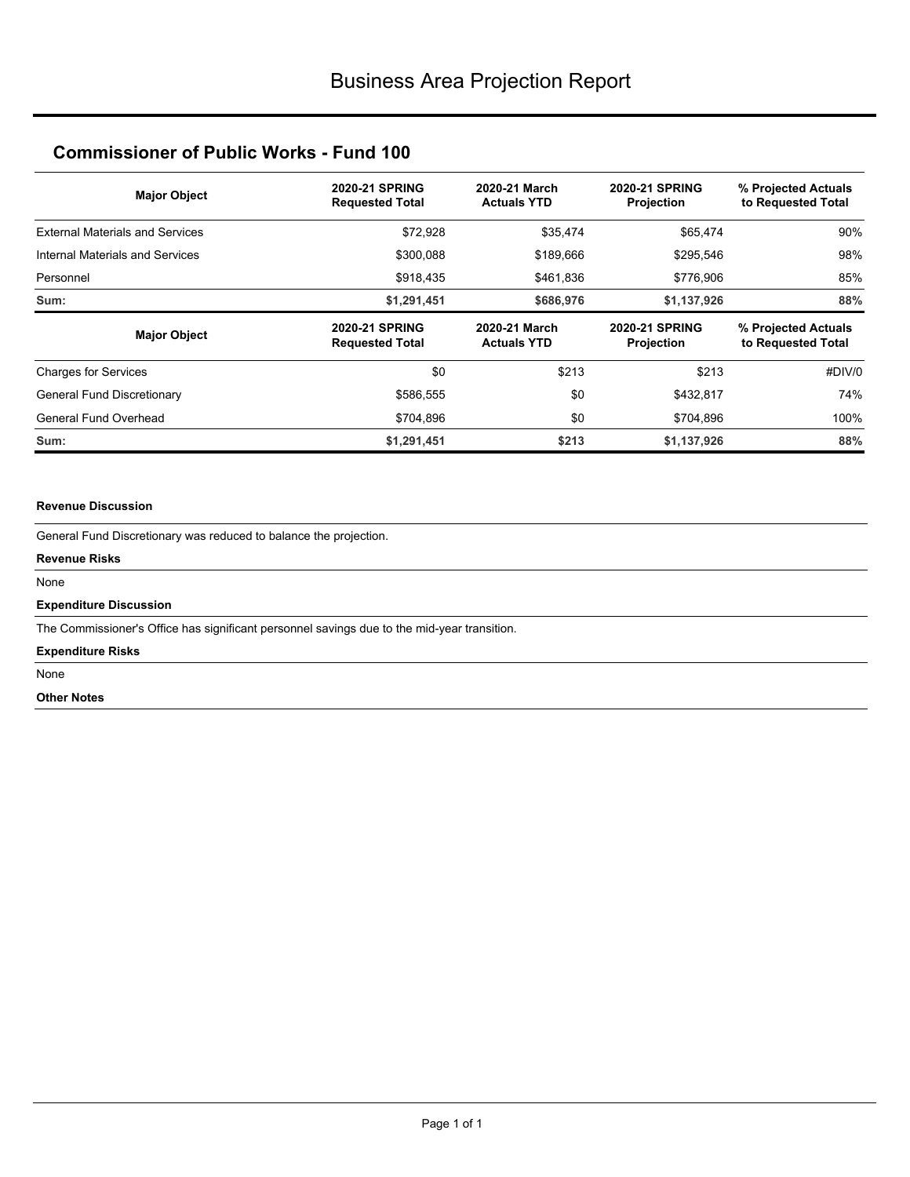# Business Area Projection Report

## Commissioner of Public Works - Fund 100

| Major Object | 2020-21 SPRING Requested Total | 2020-21 March Actuals YTD | 2020-21 SPRING Projection | % Projected Actuals to Requested Total |
|---|---|---|---|---|
| External Materials and Services | $72,928 | $35,474 | $65,474 | 90% |
| Internal Materials and Services | $300,088 | $189,666 | $295,546 | 98% |
| Personnel | $918,435 | $461,836 | $776,906 | 85% |
| **Sum:** | **$1,291,451** | **$686,976** | **$1,137,926** | **88%** |

| Major Object | 2020-21 SPRING Requested Total | 2020-21 March Actuals YTD | 2020-21 SPRING Projection | % Projected Actuals to Requested Total |
|---|---|---|---|---|
| Charges for Services | $0 | $213 | $213 | #DIV/0 |
| General Fund Discretionary | $586,555 | $0 | $432,817 | 74% |
| General Fund Overhead | $704,896 | $0 | $704,896 | 100% |
| **Sum:** | **$1,291,451** | **$213** | **$1,137,926** | **88%** |

**Revenue Discussion**

General Fund Discretionary was reduced to balance the projection.

**Revenue Risks**

None

**Expenditure Discussion**

The Commissioner's Office has significant personnel savings due to the mid-year transition.

**Expenditure Risks**

None

**Other Notes**